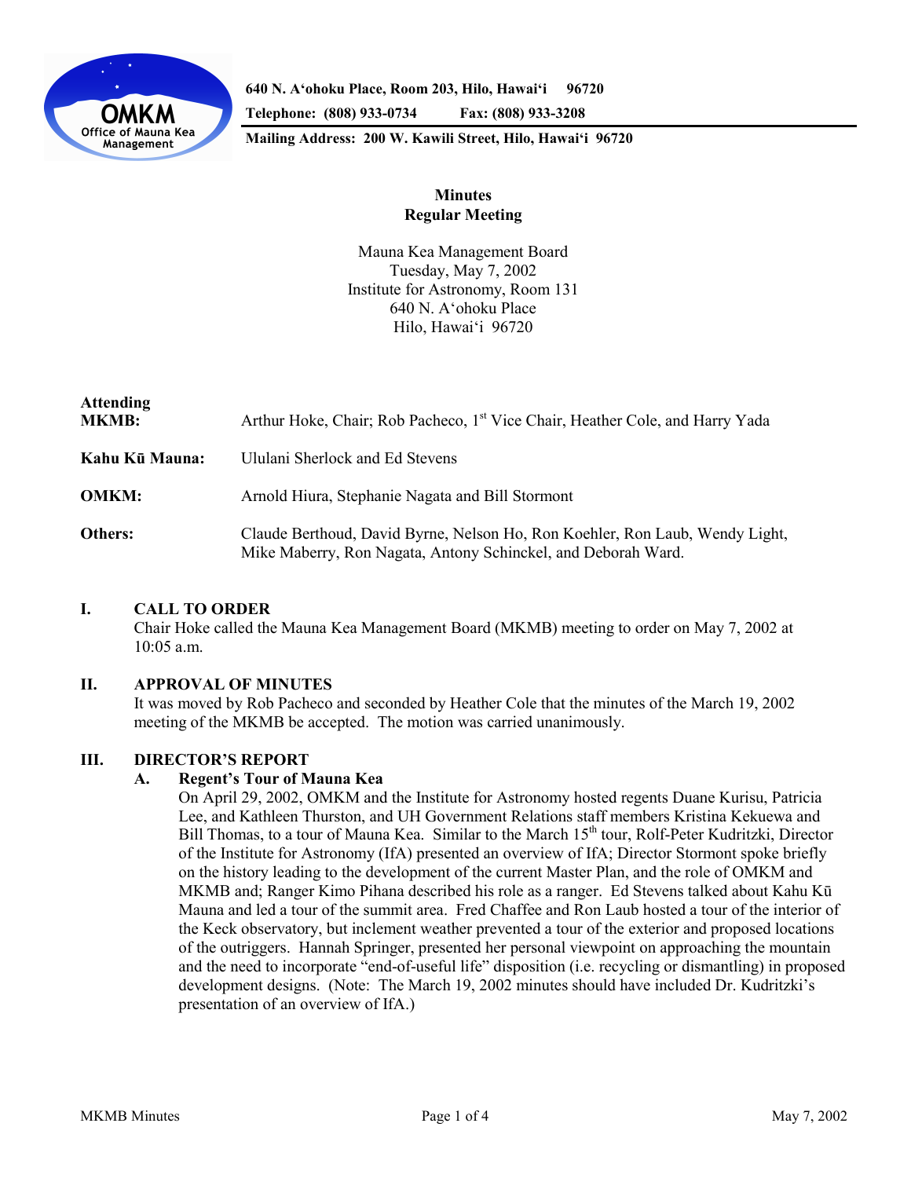640 N. Aʻohoku Place, Room 203, Hilo, Hawaiʻi 96720
Telephone: (808) 933-0734 Fax: (808) 933-3208
Mailing Address: 200 W. Kawili Street, Hilo, Hawaiʻi 96720

# Minutes
## Regular Meeting

Mauna Kea Management Board
Tuesday, May 7, 2002
Institute for Astronomy, Room 131
640 N. Aʻohoku Place
Hilo, Hawaiʻi 96720

| | |
|---|---|
| **Attending MKMB:** | Arthur Hoke, Chair; Rob Pacheco, 1st Vice Chair, Heather Cole, and Harry Yada |
| **Kahu Kū Mauna:** | Ululani Sherlock and Ed Stevens |
| **OMKM:** | Arnold Hiura, Stephanie Nagata and Bill Stormont |
| **Others:** | Claude Berthoud, David Byrne, Nelson Ho, Ron Koehler, Ron Laub, Wendy Light, Mike Maberry, Ron Nagata, Antony Schinckel, and Deborah Ward. |

### I. CALL TO ORDER

Chair Hoke called the Mauna Kea Management Board (MKMB) meeting to order on May 7, 2002 at 10:05 a.m.

### II. APPROVAL OF MINUTES

It was moved by Rob Pacheco and seconded by Heather Cole that the minutes of the March 19, 2002 meeting of the MKMB be accepted. The motion was carried unanimously.

### III. DIRECTOR'S REPORT

#### A. Regent's Tour of Mauna Kea

On April 29, 2002, OMKM and the Institute for Astronomy hosted regents Duane Kurisu, Patricia Lee, and Kathleen Thurston, and UH Government Relations staff members Kristina Kekuewa and Bill Thomas, to a tour of Mauna Kea. Similar to the March 15th tour, Rolf-Peter Kudritzki, Director of the Institute for Astronomy (IfA) presented an overview of IfA; Director Stormont spoke briefly on the history leading to the development of the current Master Plan, and the role of OMKM and MKMB and; Ranger Kimo Pihana described his role as a ranger. Ed Stevens talked about Kahu Kū Mauna and led a tour of the summit area. Fred Chaffee and Ron Laub hosted a tour of the interior of the Keck observatory, but inclement weather prevented a tour of the exterior and proposed locations of the outriggers. Hannah Springer, presented her personal viewpoint on approaching the mountain and the need to incorporate "end-of-useful life" disposition (i.e. recycling or dismantling) in proposed development designs. (Note: The March 19, 2002 minutes should have included Dr. Kudritzki's presentation of an overview of IfA.)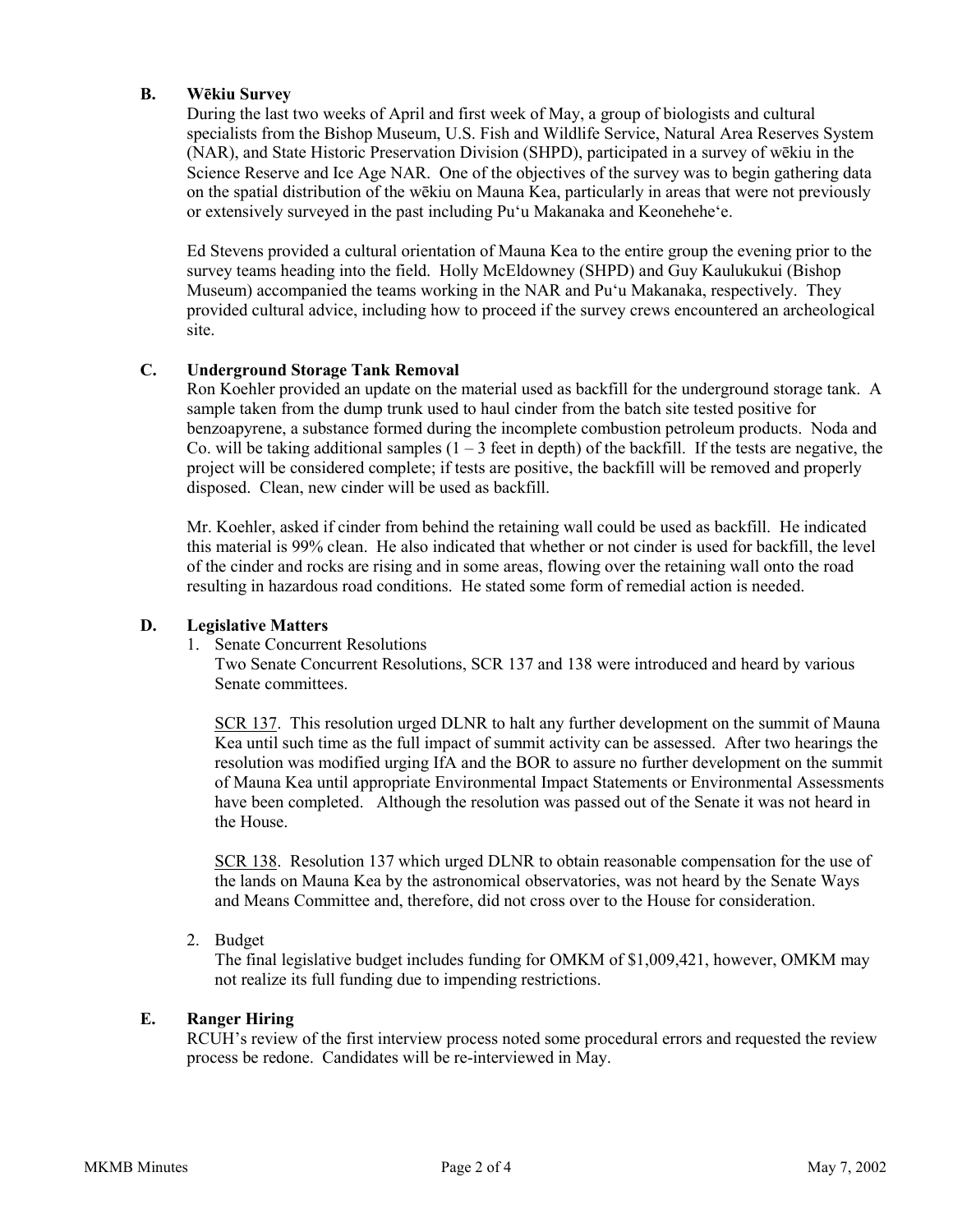### B. Wēkiu Survey

During the last two weeks of April and first week of May, a group of biologists and cultural specialists from the Bishop Museum, U.S. Fish and Wildlife Service, Natural Area Reserves System (NAR), and State Historic Preservation Division (SHPD), participated in a survey of wēkiu in the Science Reserve and Ice Age NAR. One of the objectives of the survey was to begin gathering data on the spatial distribution of the wēkiu on Mauna Kea, particularly in areas that were not previously or extensively surveyed in the past including Pu'u Makanaka and Keonehehe'e.

Ed Stevens provided a cultural orientation of Mauna Kea to the entire group the evening prior to the survey teams heading into the field. Holly McEldowney (SHPD) and Guy Kaulukukui (Bishop Museum) accompanied the teams working in the NAR and Pu'u Makanaka, respectively. They provided cultural advice, including how to proceed if the survey crews encountered an archeological site.

### C. Underground Storage Tank Removal

Ron Koehler provided an update on the material used as backfill for the underground storage tank. A sample taken from the dump trunk used to haul cinder from the batch site tested positive for benzoapyrene, a substance formed during the incomplete combustion petroleum products. Noda and Co. will be taking additional samples (1 – 3 feet in depth) of the backfill. If the tests are negative, the project will be considered complete; if tests are positive, the backfill will be removed and properly disposed. Clean, new cinder will be used as backfill.

Mr. Koehler, asked if cinder from behind the retaining wall could be used as backfill. He indicated this material is 99% clean. He also indicated that whether or not cinder is used for backfill, the level of the cinder and rocks are rising and in some areas, flowing over the retaining wall onto the road resulting in hazardous road conditions. He stated some form of remedial action is needed.

### D. Legislative Matters

1. Senate Concurrent Resolutions

   Two Senate Concurrent Resolutions, SCR 137 and 138 were introduced and heard by various Senate committees.

   SCR 137. This resolution urged DLNR to halt any further development on the summit of Mauna Kea until such time as the full impact of summit activity can be assessed. After two hearings the resolution was modified urging IfA and the BOR to assure no further development on the summit of Mauna Kea until appropriate Environmental Impact Statements or Environmental Assessments have been completed. Although the resolution was passed out of the Senate it was not heard in the House.

   SCR 138. Resolution 137 which urged DLNR to obtain reasonable compensation for the use of the lands on Mauna Kea by the astronomical observatories, was not heard by the Senate Ways and Means Committee and, therefore, did not cross over to the House for consideration.

2. Budget

   The final legislative budget includes funding for OMKM of $1,009,421, however, OMKM may not realize its full funding due to impending restrictions.

### E. Ranger Hiring

RCUH's review of the first interview process noted some procedural errors and requested the review process be redone. Candidates will be re-interviewed in May.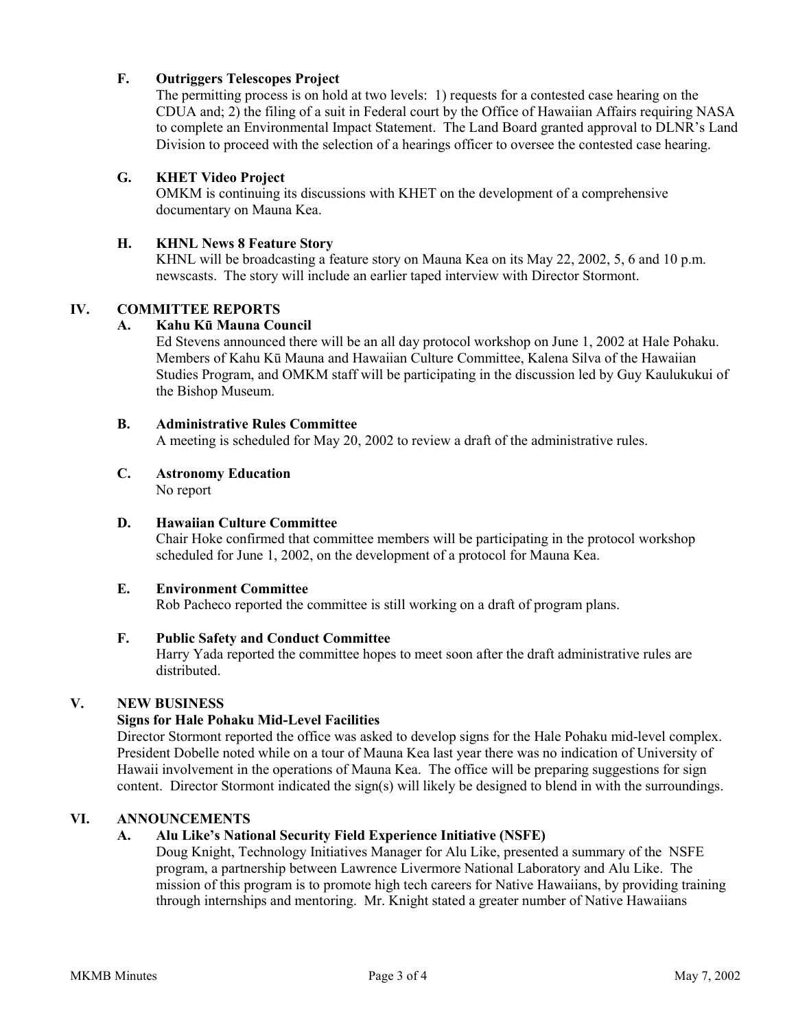### F. Outriggers Telescopes Project

The permitting process is on hold at two levels: 1) requests for a contested case hearing on the CDUA and; 2) the filing of a suit in Federal court by the Office of Hawaiian Affairs requiring NASA to complete an Environmental Impact Statement. The Land Board granted approval to DLNR's Land Division to proceed with the selection of a hearings officer to oversee the contested case hearing.

### G. KHET Video Project

OMKM is continuing its discussions with KHET on the development of a comprehensive documentary on Mauna Kea.

### H. KHNL News 8 Feature Story

KHNL will be broadcasting a feature story on Mauna Kea on its May 22, 2002, 5, 6 and 10 p.m. newscasts. The story will include an earlier taped interview with Director Stormont.

## IV. COMMITTEE REPORTS

### A. Kahu Kū Mauna Council

Ed Stevens announced there will be an all day protocol workshop on June 1, 2002 at Hale Pohaku. Members of Kahu Kū Mauna and Hawaiian Culture Committee, Kalena Silva of the Hawaiian Studies Program, and OMKM staff will be participating in the discussion led by Guy Kaulukukui of the Bishop Museum.

### B. Administrative Rules Committee

A meeting is scheduled for May 20, 2002 to review a draft of the administrative rules.

### C. Astronomy Education

No report

### D. Hawaiian Culture Committee

Chair Hoke confirmed that committee members will be participating in the protocol workshop scheduled for June 1, 2002, on the development of a protocol for Mauna Kea.

### E. Environment Committee

Rob Pacheco reported the committee is still working on a draft of program plans.

### F. Public Safety and Conduct Committee

Harry Yada reported the committee hopes to meet soon after the draft administrative rules are distributed.

## V. NEW BUSINESS

### Signs for Hale Pohaku Mid-Level Facilities

Director Stormont reported the office was asked to develop signs for the Hale Pohaku mid-level complex. President Dobelle noted while on a tour of Mauna Kea last year there was no indication of University of Hawaii involvement in the operations of Mauna Kea. The office will be preparing suggestions for sign content. Director Stormont indicated the sign(s) will likely be designed to blend in with the surroundings.

## VI. ANNOUNCEMENTS

### A. Alu Like's National Security Field Experience Initiative (NSFE)

Doug Knight, Technology Initiatives Manager for Alu Like, presented a summary of the NSFE program, a partnership between Lawrence Livermore National Laboratory and Alu Like. The mission of this program is to promote high tech careers for Native Hawaiians, by providing training through internships and mentoring. Mr. Knight stated a greater number of Native Hawaiians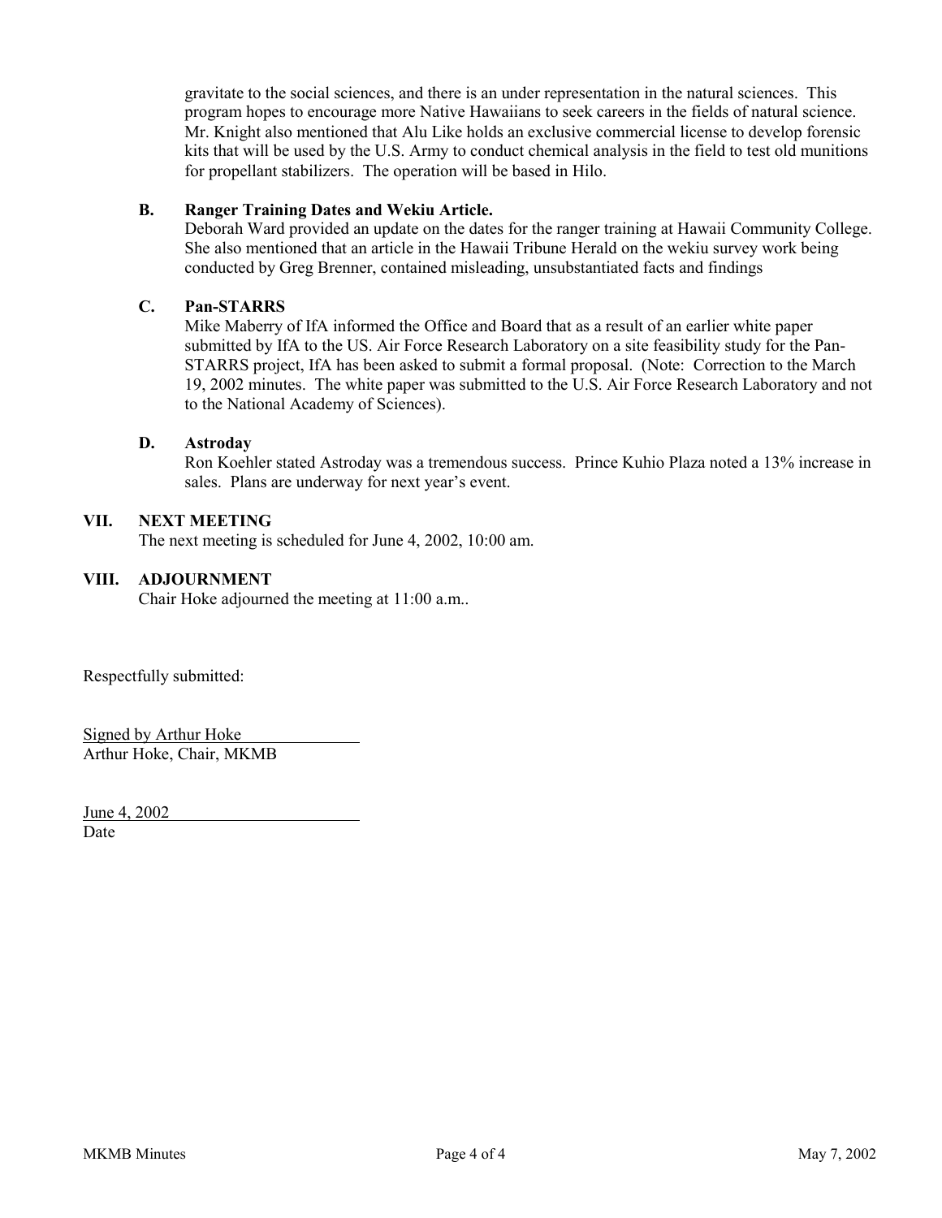gravitate to the social sciences, and there is an under representation in the natural sciences. This program hopes to encourage more Native Hawaiians to seek careers in the fields of natural science. Mr. Knight also mentioned that Alu Like holds an exclusive commercial license to develop forensic kits that will be used by the U.S. Army to conduct chemical analysis in the field to test old munitions for propellant stabilizers. The operation will be based in Hilo.

**B. Ranger Training Dates and Wekiu Article.**

Deborah Ward provided an update on the dates for the ranger training at Hawaii Community College. She also mentioned that an article in the Hawaii Tribune Herald on the wekiu survey work being conducted by Greg Brenner, contained misleading, unsubstantiated facts and findings

**C. Pan-STARRS**

Mike Maberry of IfA informed the Office and Board that as a result of an earlier white paper submitted by IfA to the US. Air Force Research Laboratory on a site feasibility study for the Pan-STARRS project, IfA has been asked to submit a formal proposal. (Note: Correction to the March 19, 2002 minutes. The white paper was submitted to the U.S. Air Force Research Laboratory and not to the National Academy of Sciences).

**D. Astroday**

Ron Koehler stated Astroday was a tremendous success. Prince Kuhio Plaza noted a 13% increase in sales. Plans are underway for next year's event.

## VII. NEXT MEETING

The next meeting is scheduled for June 4, 2002, 10:00 am.

## VIII. ADJOURNMENT

Chair Hoke adjourned the meeting at 11:00 a.m..

Respectfully submitted:

Signed by Arthur Hoke
Arthur Hoke, Chair, MKMB

June 4, 2002
Date